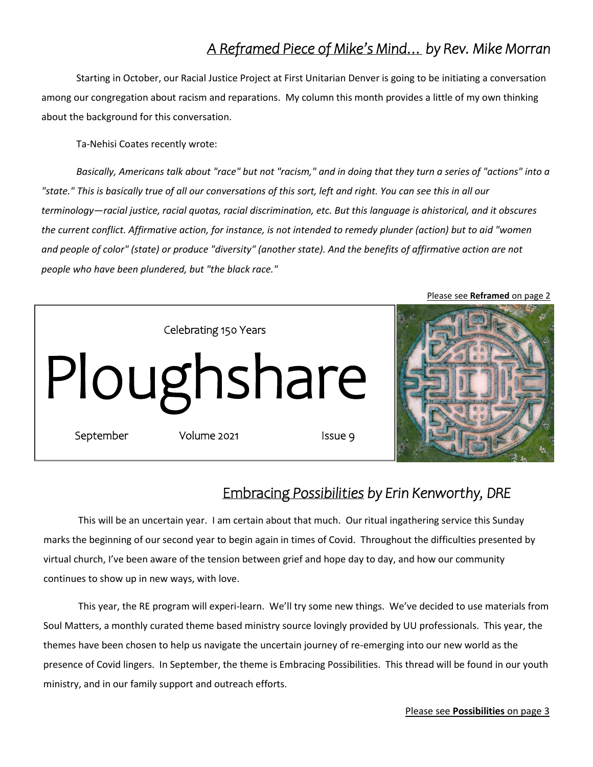## *A Reframed Piece of Mike's Mind… by Rev. Mike Morran*

Starting in October, our Racial Justice Project at First Unitarian Denver is going to be initiating a conversation among our congregation about racism and reparations. My column this month provides a little of my own thinking about the background for this conversation.

Ta-Nehisi Coates recently wrote:

*Basically, Americans talk about "race" but not "racism," and in doing that they turn a series of "actions" into a "state." This is basically true of all our conversations of this sort, left and right. You can see this in all our terminology—racial justice, racial quotas, racial discrimination, etc. But this language is ahistorical, and it obscures the current conflict. Affirmative action, for instance, is not intended to remedy plunder (action) but to aid "women and people of color" (state) or produce "diversity" (another state). And the benefits of affirmative action are not people who have been plundered, but "the black race."*

Please see **Reframed** on page 2

Celebrating 150 Years

# Ploughshare

September Volume 2021 Issue 9

## Embracing *Possibilities by Erin Kenworthy, DRE*

This will be an uncertain year. I am certain about that much. Our ritual ingathering service this Sunday marks the beginning of our second year to begin again in times of Covid. Throughout the difficulties presented by virtual church, I've been aware of the tension between grief and hope day to day, and how our community continues to show up in new ways, with love.

This year, the RE program will experi-learn. We'll try some new things. We've decided to use materials from Soul Matters, a monthly curated theme based ministry source lovingly provided by UU professionals. This year, the themes have been chosen to help us navigate the uncertain journey of re-emerging into our new world as the presence of Covid lingers. In September, the theme is Embracing Possibilities. This thread will be found in our youth ministry, and in our family support and outreach efforts.

Please see **Possibilities** on page 3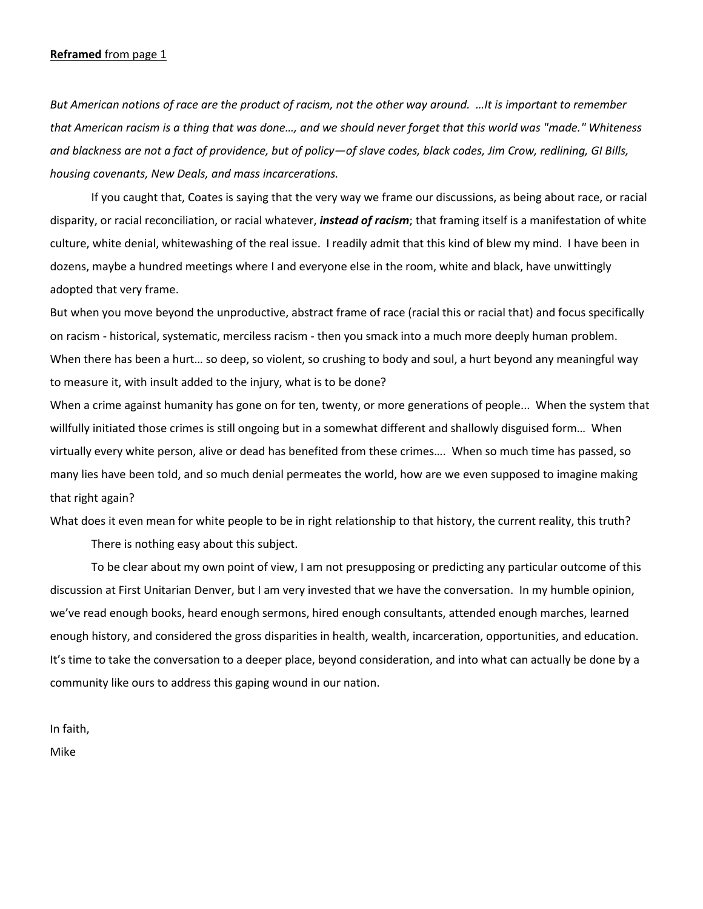**Reframed** from page 1

*But American notions of race are the product of racism, not the other way around. …It is important to remember that American racism is a thing that was done…, and we should never forget that this world was "made." Whiteness and blackness are not a fact of providence, but of policy—of slave codes, black codes, Jim Crow, redlining, GI Bills, housing covenants, New Deals, and mass incarcerations.*

If you caught that, Coates is saying that the very way we frame our discussions, as being about race, or racial disparity, or racial reconciliation, or racial whatever, ***instead of racism***; that framing itself is a manifestation of white culture, white denial, whitewashing of the real issue. I readily admit that this kind of blew my mind. I have been in dozens, maybe a hundred meetings where I and everyone else in the room, white and black, have unwittingly adopted that very frame.

But when you move beyond the unproductive, abstract frame of race (racial this or racial that) and focus specifically on racism - historical, systematic, merciless racism - then you smack into a much more deeply human problem. When there has been a hurt… so deep, so violent, so crushing to body and soul, a hurt beyond any meaningful way to measure it, with insult added to the injury, what is to be done?

When a crime against humanity has gone on for ten, twenty, or more generations of people... When the system that willfully initiated those crimes is still ongoing but in a somewhat different and shallowly disguised form… When virtually every white person, alive or dead has benefited from these crimes…. When so much time has passed, so many lies have been told, and so much denial permeates the world, how are we even supposed to imagine making that right again?

What does it even mean for white people to be in right relationship to that history, the current reality, this truth?

There is nothing easy about this subject.

To be clear about my own point of view, I am not presupposing or predicting any particular outcome of this discussion at First Unitarian Denver, but I am very invested that we have the conversation. In my humble opinion, we've read enough books, heard enough sermons, hired enough consultants, attended enough marches, learned enough history, and considered the gross disparities in health, wealth, incarceration, opportunities, and education. It's time to take the conversation to a deeper place, beyond consideration, and into what can actually be done by a community like ours to address this gaping wound in our nation.

In faith,

Mike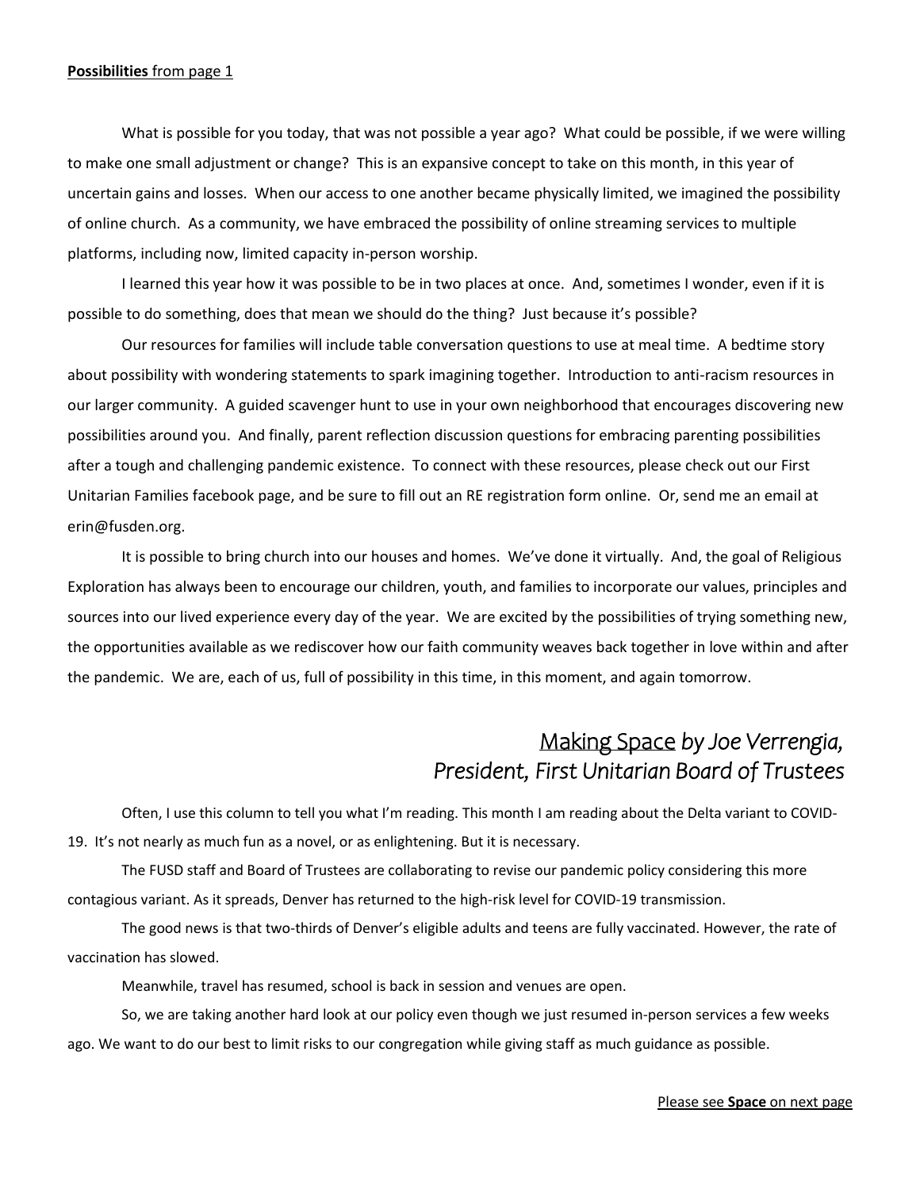**Possibilities** from page 1

What is possible for you today, that was not possible a year ago? What could be possible, if we were willing to make one small adjustment or change? This is an expansive concept to take on this month, in this year of uncertain gains and losses. When our access to one another became physically limited, we imagined the possibility of online church. As a community, we have embraced the possibility of online streaming services to multiple platforms, including now, limited capacity in-person worship.

I learned this year how it was possible to be in two places at once. And, sometimes I wonder, even if it is possible to do something, does that mean we should do the thing? Just because it's possible?

Our resources for families will include table conversation questions to use at meal time. A bedtime story about possibility with wondering statements to spark imagining together. Introduction to anti-racism resources in our larger community. A guided scavenger hunt to use in your own neighborhood that encourages discovering new possibilities around you. And finally, parent reflection discussion questions for embracing parenting possibilities after a tough and challenging pandemic existence. To connect with these resources, please check out our First Unitarian Families facebook page, and be sure to fill out an RE registration form online. Or, send me an email at erin@fusden.org.

It is possible to bring church into our houses and homes. We've done it virtually. And, the goal of Religious Exploration has always been to encourage our children, youth, and families to incorporate our values, principles and sources into our lived experience every day of the year. We are excited by the possibilities of trying something new, the opportunities available as we rediscover how our faith community weaves back together in love within and after the pandemic. We are, each of us, full of possibility in this time, in this moment, and again tomorrow.

## Making Space *by Joe Verrengia, President, First Unitarian Board of Trustees*

Often, I use this column to tell you what I'm reading. This month I am reading about the Delta variant to COVID-19. It's not nearly as much fun as a novel, or as enlightening. But it is necessary.

The FUSD staff and Board of Trustees are collaborating to revise our pandemic policy considering this more contagious variant. As it spreads, Denver has returned to the high-risk level for COVID-19 transmission.

The good news is that two-thirds of Denver's eligible adults and teens are fully vaccinated. However, the rate of vaccination has slowed.

Meanwhile, travel has resumed, school is back in session and venues are open.

So, we are taking another hard look at our policy even though we just resumed in-person services a few weeks ago. We want to do our best to limit risks to our congregation while giving staff as much guidance as possible.

Please see **Space** on next page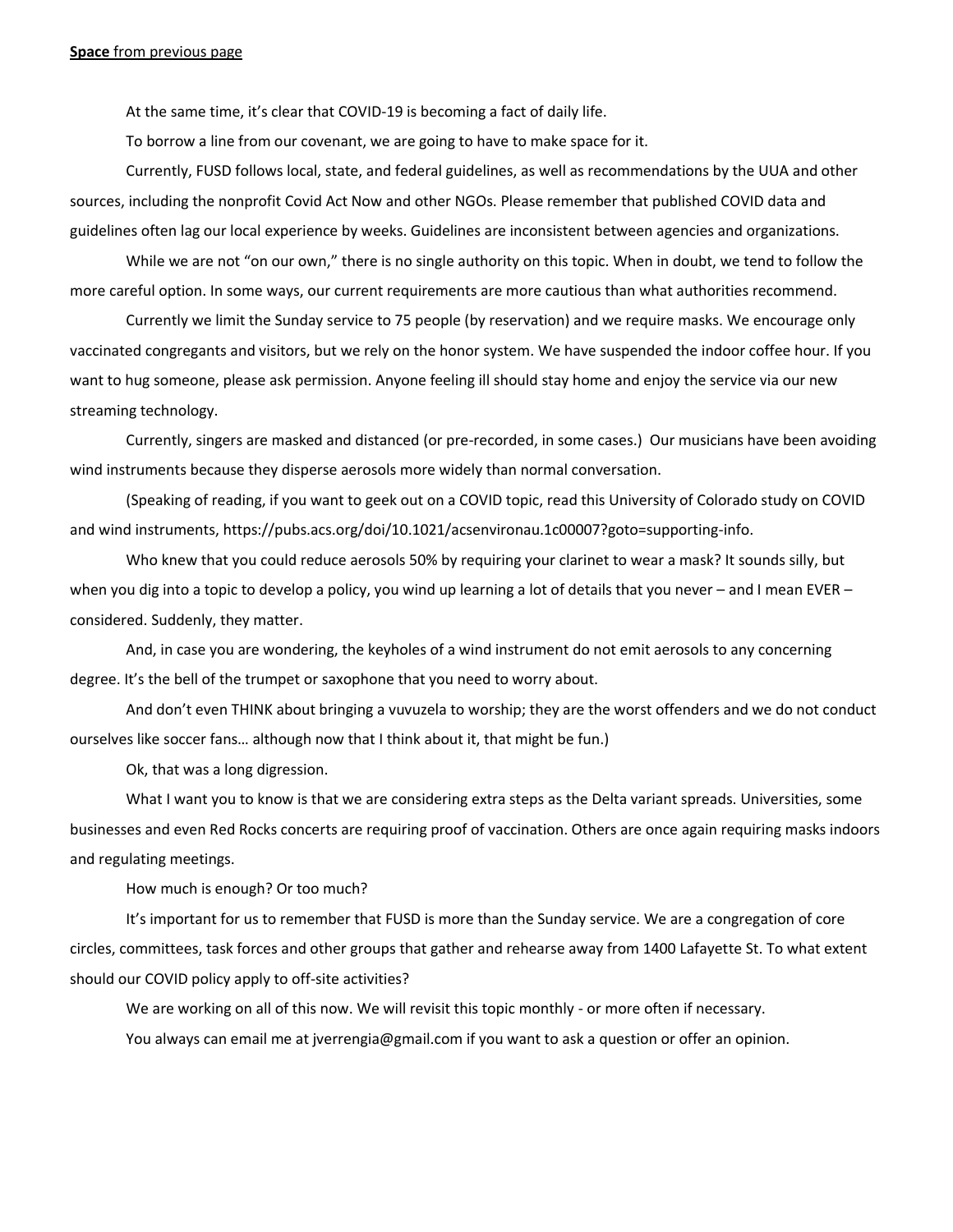**Space** from previous page

At the same time, it's clear that COVID-19 is becoming a fact of daily life.

To borrow a line from our covenant, we are going to have to make space for it.

Currently, FUSD follows local, state, and federal guidelines, as well as recommendations by the UUA and other sources, including the nonprofit Covid Act Now and other NGOs. Please remember that published COVID data and guidelines often lag our local experience by weeks. Guidelines are inconsistent between agencies and organizations.

While we are not "on our own," there is no single authority on this topic. When in doubt, we tend to follow the more careful option. In some ways, our current requirements are more cautious than what authorities recommend.

Currently we limit the Sunday service to 75 people (by reservation) and we require masks. We encourage only vaccinated congregants and visitors, but we rely on the honor system. We have suspended the indoor coffee hour. If you want to hug someone, please ask permission. Anyone feeling ill should stay home and enjoy the service via our new streaming technology.

Currently, singers are masked and distanced (or pre-recorded, in some cases.) Our musicians have been avoiding wind instruments because they disperse aerosols more widely than normal conversation.

(Speaking of reading, if you want to geek out on a COVID topic, read this University of Colorado study on COVID and wind instruments, https://pubs.acs.org/doi/10.1021/acsenvironau.1c00007?goto=supporting-info.

Who knew that you could reduce aerosols 50% by requiring your clarinet to wear a mask? It sounds silly, but when you dig into a topic to develop a policy, you wind up learning a lot of details that you never – and I mean EVER – considered. Suddenly, they matter.

And, in case you are wondering, the keyholes of a wind instrument do not emit aerosols to any concerning degree. It's the bell of the trumpet or saxophone that you need to worry about.

And don't even THINK about bringing a vuvuzela to worship; they are the worst offenders and we do not conduct ourselves like soccer fans… although now that I think about it, that might be fun.)

Ok, that was a long digression.

What I want you to know is that we are considering extra steps as the Delta variant spreads. Universities, some businesses and even Red Rocks concerts are requiring proof of vaccination. Others are once again requiring masks indoors and regulating meetings.

How much is enough? Or too much?

It's important for us to remember that FUSD is more than the Sunday service. We are a congregation of core circles, committees, task forces and other groups that gather and rehearse away from 1400 Lafayette St. To what extent should our COVID policy apply to off-site activities?

We are working on all of this now. We will revisit this topic monthly - or more often if necessary.

You always can email me at jverrengia@gmail.com if you want to ask a question or offer an opinion.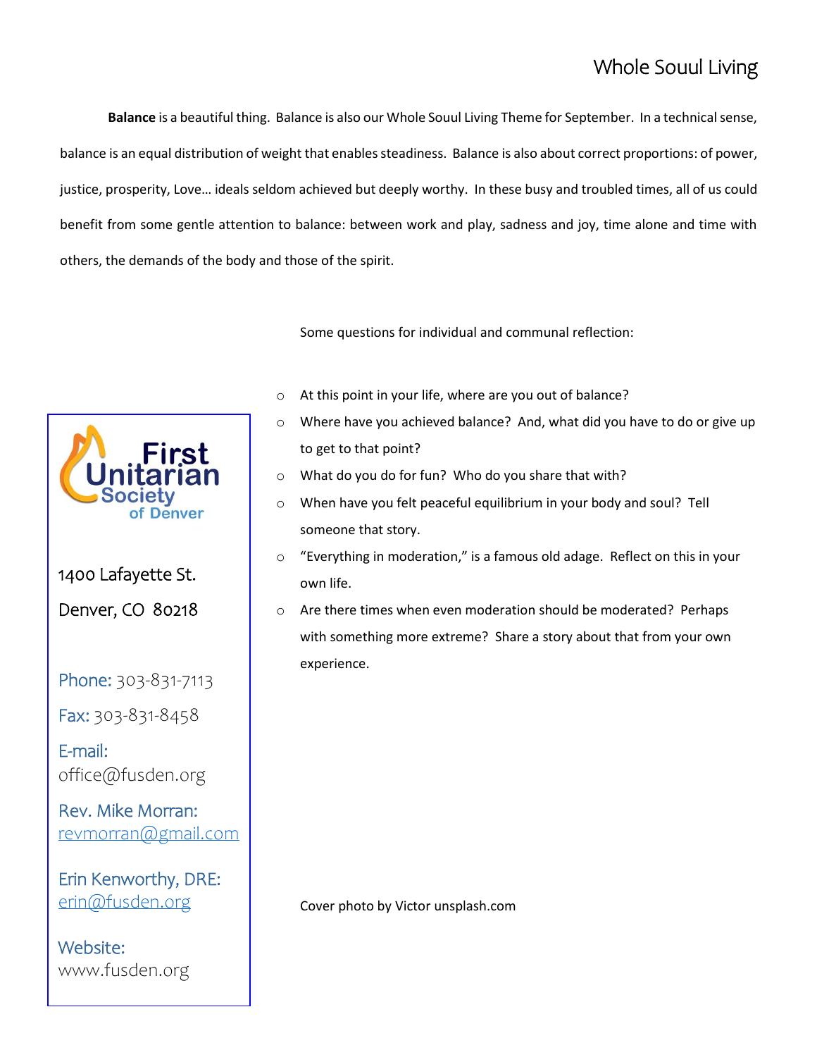# Whole Souul Living

**Balance** is a beautiful thing. Balance is also our Whole Souul Living Theme for September. In a technical sense, balance is an equal distribution of weight that enables steadiness. Balance is also about correct proportions: of power, justice, prosperity, Love… ideals seldom achieved but deeply worthy. In these busy and troubled times, all of us could benefit from some gentle attention to balance: between work and play, sadness and joy, time alone and time with others, the demands of the body and those of the spirit.

Some questions for individual and communal reflection:

- At this point in your life, where are you out of balance?
- Where have you achieved balance? And, what did you have to do or give up to get to that point?
- What do you do for fun? Who do you share that with?
- When have you felt peaceful equilibrium in your body and soul? Tell someone that story.
- "Everything in moderation," is a famous old adage. Reflect on this in your own life.
- Are there times when even moderation should be moderated? Perhaps with something more extreme? Share a story about that from your own experience.

Cover photo by Victor unsplash.com

**First Unitarian Society of Denver**

1400 Lafayette St.

Denver, CO 80218

Phone: 303-831-7113

Fax: 303-831-8458

E-mail: office@fusden.org

Rev. Mike Morran: revmorran@gmail.com

Erin Kenworthy, DRE: erin@fusden.org

Website: www.fusden.org